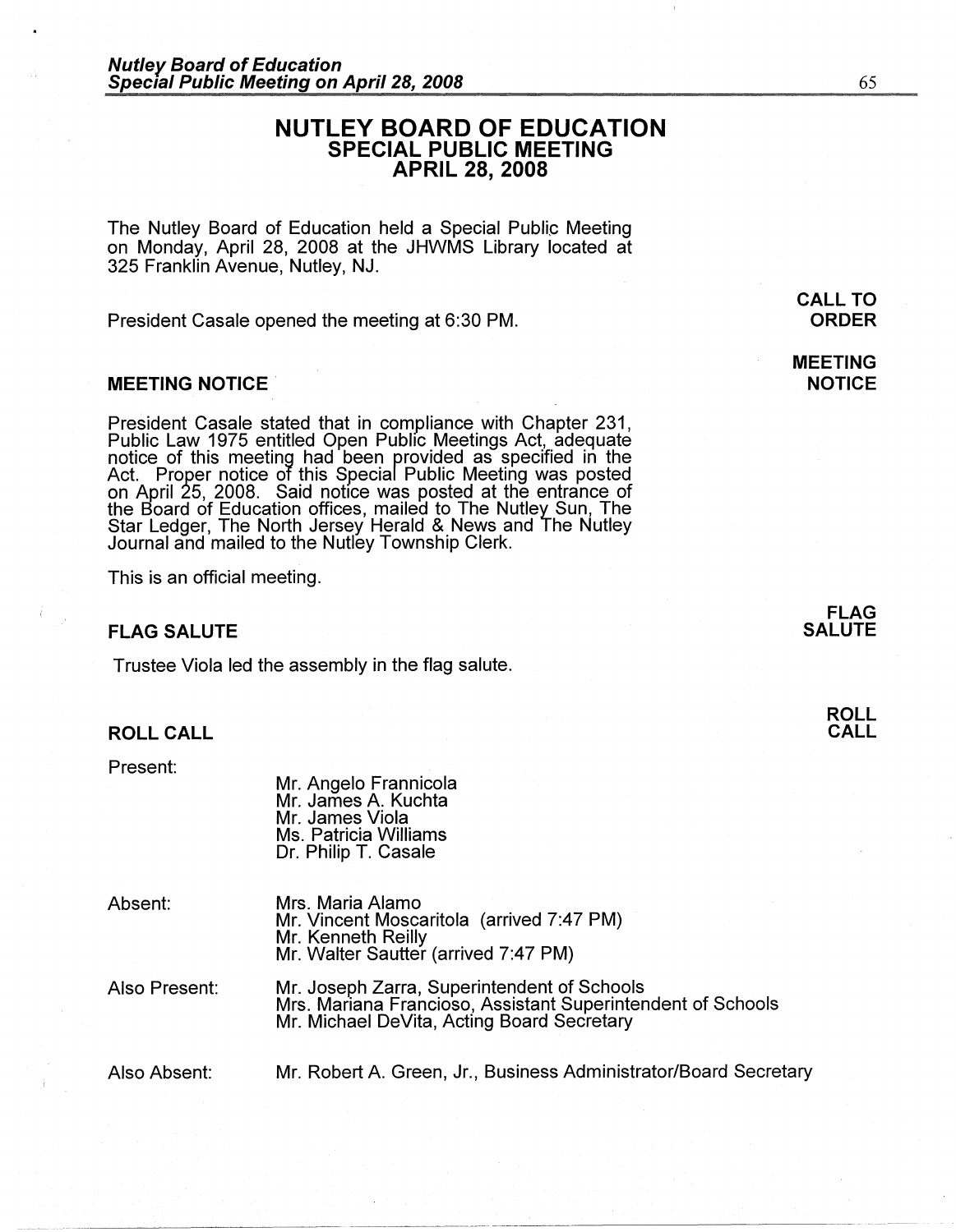# NUTLEY BOARD OF EDUCATION
## SPECIAL PUBLIC MEETING
## APRIL 28, 2008

The Nutley Board of Education held a Special Public Meeting on Monday, April 28, 2008 at the JHWMS Library located at 325 Franklin Avenue, Nutley, NJ.

**CALL TO ORDER**

President Casale opened the meeting at 6:30 PM.

### MEETING NOTICE

President Casale stated that in compliance with Chapter 231, Public Law 1975 entitled Open Public Meetings Act, adequate notice of this meeting had been provided as specified in the Act. Proper notice of this Special Public Meeting was posted on April 25, 2008. Said notice was posted at the entrance of the Board of Education offices, mailed to The Nutley Sun, The Star Ledger, The North Jersey Herald & News and The Nutley Journal and mailed to the Nutley Township Clerk.

This is an official meeting.

### FLAG SALUTE

Trustee Viola led the assembly in the flag salute.

### ROLL CALL

Present:

- Mr. Angelo Frannicola
- Mr. James A. Kuchta
- Mr. James Viola
- Ms. Patricia Williams
- Dr. Philip T. Casale

Absent:

- Mrs. Maria Alamo
- Mr. Vincent Moscaritola (arrived 7:47 PM)
- Mr. Kenneth Reilly
- Mr. Walter Sautter (arrived 7:47 PM)

Also Present:

- Mr. Joseph Zarra, Superintendent of Schools
- Mrs. Mariana Francioso, Assistant Superintendent of Schools
- Mr. Michael DeVita, Acting Board Secretary

Also Absent:

- Mr. Robert A. Green, Jr., Business Administrator/Board Secretary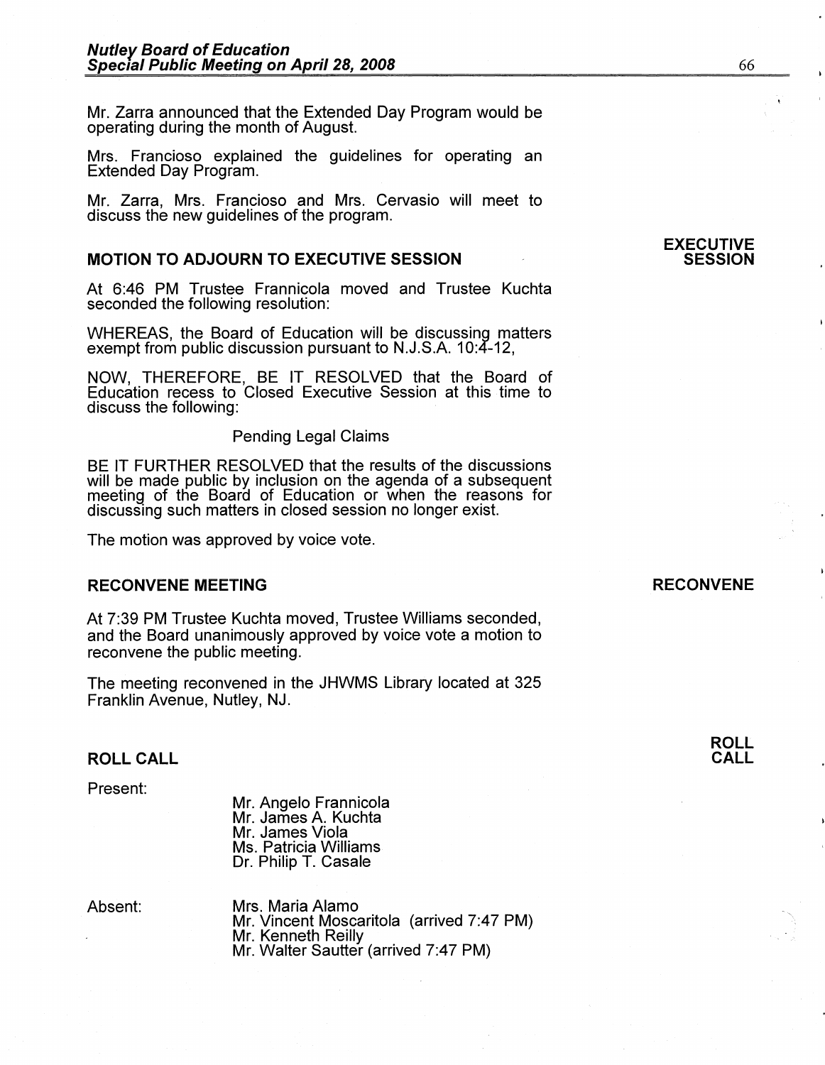Mr. Zarra announced that the Extended Day Program would be operating during the month of August.

Mrs. Francioso explained the guidelines for operating an Extended Day Program.

Mr. Zarra, Mrs. Francioso and Mrs. Cervasio will meet to discuss the new guidelines of the program.

## MOTION TO ADJOURN TO EXECUTIVE SESSION

**EXECUTIVE SESSION**

At 6:46 PM Trustee Frannicola moved and Trustee Kuchta seconded the following resolution:

WHEREAS, the Board of Education will be discussing matters exempt from public discussion pursuant to N.J.S.A. 10:4-12,

NOW, THEREFORE, BE IT RESOLVED that the Board of Education recess to Closed Executive Session at this time to discuss the following:

Pending Legal Claims

BE IT FURTHER RESOLVED that the results of the discussions will be made public by inclusion on the agenda of a subsequent meeting of the Board of Education or when the reasons for discussing such matters in closed session no longer exist.

The motion was approved by voice vote.

## RECONVENE MEETING

**RECONVENE**

At 7:39 PM Trustee Kuchta moved, Trustee Williams seconded, and the Board unanimously approved by voice vote a motion to reconvene the public meeting.

The meeting reconvened in the JHWMS Library located at 325 Franklin Avenue, Nutley, NJ.

## ROLL CALL

**ROLL CALL**

Present:

Mr. Angelo Frannicola
Mr. James A. Kuchta
Mr. James Viola
Ms. Patricia Williams
Dr. Philip T. Casale

Absent:

Mrs. Maria Alamo
Mr. Vincent Moscaritola (arrived 7:47 PM)
Mr. Kenneth Reilly
Mr. Walter Sautter (arrived 7:47 PM)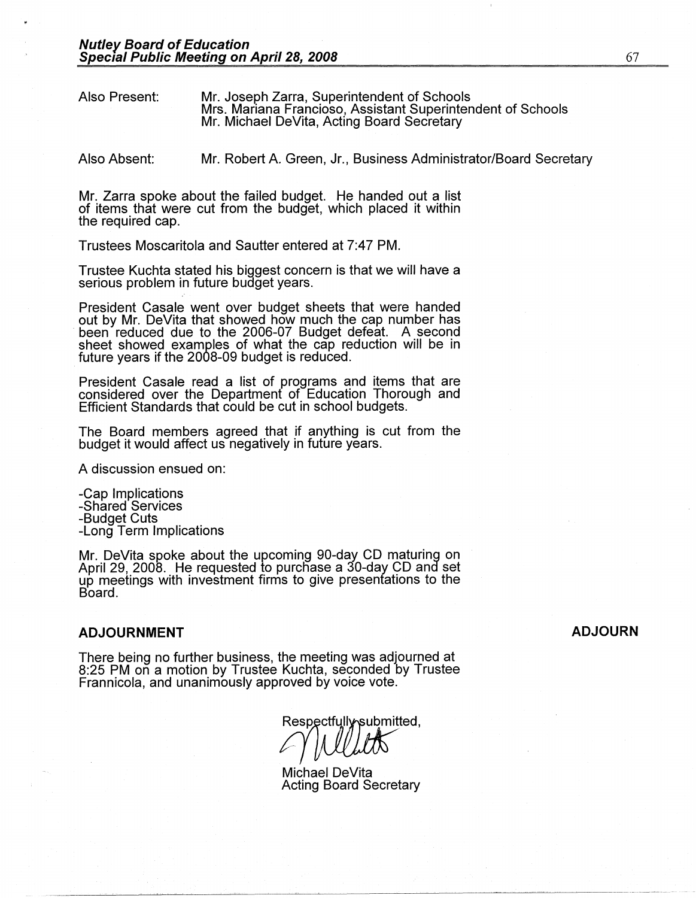Also Present: Mr. Joseph Zarra, Superintendent of Schools
Mrs. Mariana Francioso, Assistant Superintendent of Schools
Mr. Michael DeVita, Acting Board Secretary

Also Absent: Mr. Robert A. Green, Jr., Business Administrator/Board Secretary

Mr. Zarra spoke about the failed budget. He handed out a list of items that were cut from the budget, which placed it within the required cap.

Trustees Moscaritola and Sautter entered at 7:47 PM.

Trustee Kuchta stated his biggest concern is that we will have a serious problem in future budget years.

President Casale went over budget sheets that were handed out by Mr. DeVita that showed how much the cap number has been reduced due to the 2006-07 Budget defeat. A second sheet showed examples of what the cap reduction will be in future years if the 2008-09 budget is reduced.

President Casale read a list of programs and items that are considered over the Department of Education Thorough and Efficient Standards that could be cut in school budgets.

The Board members agreed that if anything is cut from the budget it would affect us negatively in future years.

A discussion ensued on:

-Cap Implications
-Shared Services
-Budget Cuts
-Long Term Implications

Mr. DeVita spoke about the upcoming 90-day CD maturing on April 29, 2008. He requested to purchase a 30-day CD and set up meetings with investment firms to give presentations to the Board.

## ADJOURNMENT

**ADJOURN**

There being no further business, the meeting was adjourned at 8:25 PM on a motion by Trustee Kuchta, seconded by Trustee Frannicola, and unanimously approved by voice vote.

Respectfully submitted,

Michael DeVita
Acting Board Secretary